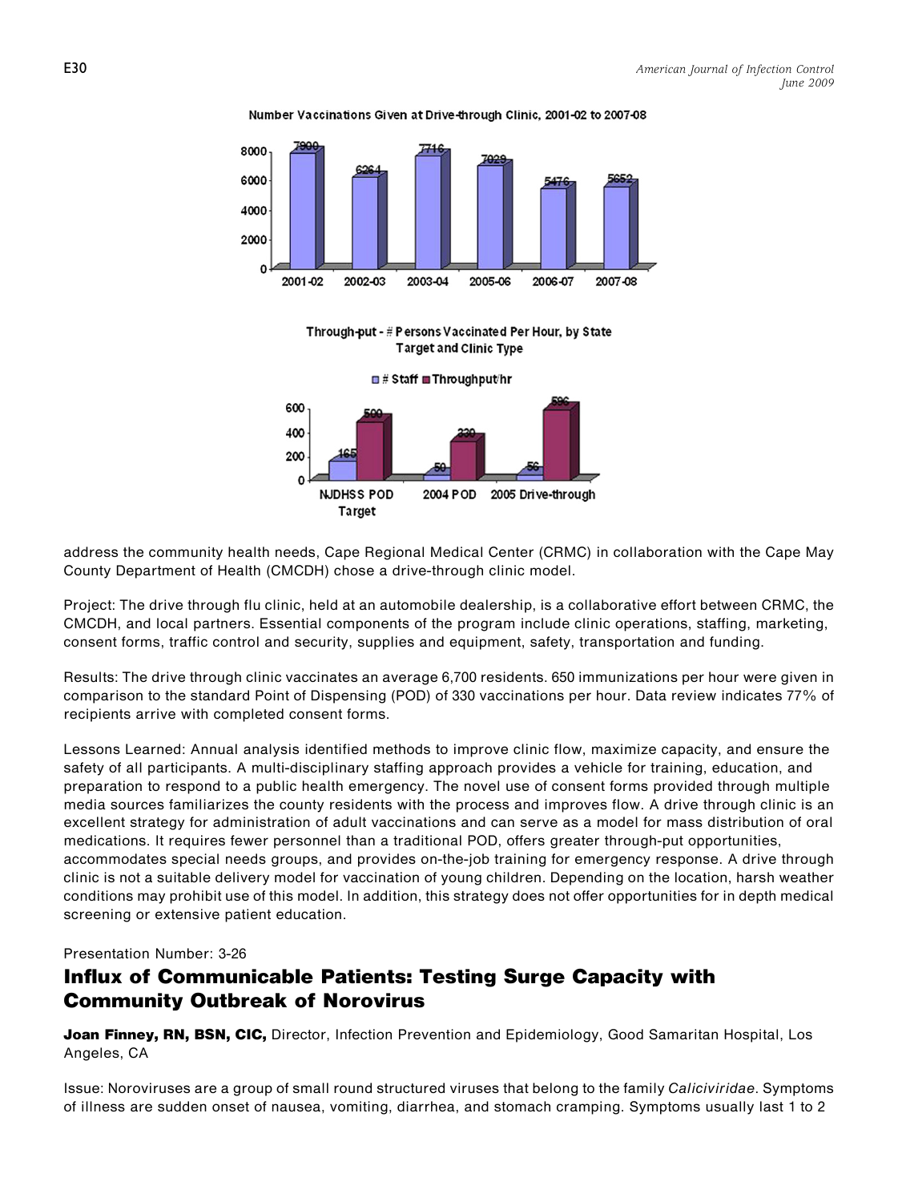**Number Vaccinations Given at Drive-through Clinic, 2001-02 to 2007-08**

| 2001-02 | 2002-03 | 2003-04 | 2005-06 | 2006-07 | 2007-08 |
|---|---|---|---|---|---|
| 7900 | 6264 | 7716 | 7029 | 5476 | 5652 |

**Through-put - # Persons Vaccinated Per Hour, by State Target and Clinic Type**

| | NJDHSS POD Target | 2004 POD | 2005 Drive-through |
|---|---|---|---|
| # Staff | 165 | 50 | 56 |
| Throughput/hr | 500 | 330 | 596 |

address the community health needs, Cape Regional Medical Center (CRMC) in collaboration with the Cape May County Department of Health (CMCDH) chose a drive-through clinic model.

Project: The drive through flu clinic, held at an automobile dealership, is a collaborative effort between CRMC, the CMCDH, and local partners. Essential components of the program include clinic operations, staffing, marketing, consent forms, traffic control and security, supplies and equipment, safety, transportation and funding.

Results: The drive through clinic vaccinates an average 6,700 residents. 650 immunizations per hour were given in comparison to the standard Point of Dispensing (POD) of 330 vaccinations per hour. Data review indicates 77% of recipients arrive with completed consent forms.

Lessons Learned: Annual analysis identified methods to improve clinic flow, maximize capacity, and ensure the safety of all participants. A multi-disciplinary staffing approach provides a vehicle for training, education, and preparation to respond to a public health emergency. The novel use of consent forms provided through multiple media sources familiarizes the county residents with the process and improves flow. A drive through clinic is an excellent strategy for administration of adult vaccinations and can serve as a model for mass distribution of oral medications. It requires fewer personnel than a traditional POD, offers greater through-put opportunities, accommodates special needs groups, and provides on-the-job training for emergency response. A drive through clinic is not a suitable delivery model for vaccination of young children. Depending on the location, harsh weather conditions may prohibit use of this model. In addition, this strategy does not offer opportunities for in depth medical screening or extensive patient education.

Presentation Number: 3-26

## Influx of Communicable Patients: Testing Surge Capacity with Community Outbreak of Norovirus

**Joan Finney, RN, BSN, CIC,** Director, Infection Prevention and Epidemiology, Good Samaritan Hospital, Los Angeles, CA

Issue: Noroviruses are a group of small round structured viruses that belong to the family *Caliciviridae*. Symptoms of illness are sudden onset of nausea, vomiting, diarrhea, and stomach cramping. Symptoms usually last 1 to 2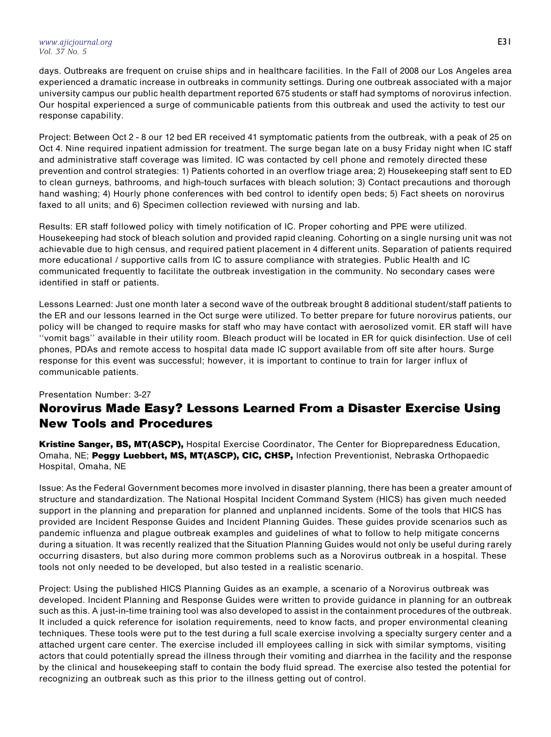days. Outbreaks are frequent on cruise ships and in healthcare facilities. In the Fall of 2008 our Los Angeles area experienced a dramatic increase in outbreaks in community settings. During one outbreak associated with a major university campus our public health department reported 675 students or staff had symptoms of norovirus infection. Our hospital experienced a surge of communicable patients from this outbreak and used the activity to test our response capability.

Project: Between Oct 2 - 8 our 12 bed ER received 41 symptomatic patients from the outbreak, with a peak of 25 on Oct 4. Nine required inpatient admission for treatment. The surge began late on a busy Friday night when IC staff and administrative staff coverage was limited. IC was contacted by cell phone and remotely directed these prevention and control strategies: 1) Patients cohorted in an overflow triage area; 2) Housekeeping staff sent to ED to clean gurneys, bathrooms, and high-touch surfaces with bleach solution; 3) Contact precautions and thorough hand washing; 4) Hourly phone conferences with bed control to identify open beds; 5) Fact sheets on norovirus faxed to all units; and 6) Specimen collection reviewed with nursing and lab.

Results: ER staff followed policy with timely notification of IC. Proper cohorting and PPE were utilized. Housekeeping had stock of bleach solution and provided rapid cleaning. Cohorting on a single nursing unit was not achievable due to high census, and required patient placement in 4 different units. Separation of patients required more educational / supportive calls from IC to assure compliance with strategies. Public Health and IC communicated frequently to facilitate the outbreak investigation in the community. No secondary cases were identified in staff or patients.

Lessons Learned: Just one month later a second wave of the outbreak brought 8 additional student/staff patients to the ER and our lessons learned in the Oct surge were utilized. To better prepare for future norovirus patients, our policy will be changed to require masks for staff who may have contact with aerosolized vomit. ER staff will have ''vomit bags'' available in their utility room. Bleach product will be located in ER for quick disinfection. Use of cell phones, PDAs and remote access to hospital data made IC support available from off site after hours. Surge response for this event was successful; however, it is important to continue to train for larger influx of communicable patients.

Presentation Number: 3-27

## Norovirus Made Easy? Lessons Learned From a Disaster Exercise Using New Tools and Procedures

**Kristine Sanger, BS, MT(ASCP),** Hospital Exercise Coordinator, The Center for Biopreparedness Education, Omaha, NE; **Peggy Luebbert, MS, MT(ASCP), CIC, CHSP,** Infection Preventionist, Nebraska Orthopaedic Hospital, Omaha, NE

Issue: As the Federal Government becomes more involved in disaster planning, there has been a greater amount of structure and standardization. The National Hospital Incident Command System (HICS) has given much needed support in the planning and preparation for planned and unplanned incidents. Some of the tools that HICS has provided are Incident Response Guides and Incident Planning Guides. These guides provide scenarios such as pandemic influenza and plague outbreak examples and guidelines of what to follow to help mitigate concerns during a situation. It was recently realized that the Situation Planning Guides would not only be useful during rarely occurring disasters, but also during more common problems such as a Norovirus outbreak in a hospital. These tools not only needed to be developed, but also tested in a realistic scenario.

Project: Using the published HICS Planning Guides as an example, a scenario of a Norovirus outbreak was developed. Incident Planning and Response Guides were written to provide guidance in planning for an outbreak such as this. A just-in-time training tool was also developed to assist in the containment procedures of the outbreak. It included a quick reference for isolation requirements, need to know facts, and proper environmental cleaning techniques. These tools were put to the test during a full scale exercise involving a specialty surgery center and a attached urgent care center. The exercise included ill employees calling in sick with similar symptoms, visiting actors that could potentially spread the illness through their vomiting and diarrhea in the facility and the response by the clinical and housekeeping staff to contain the body fluid spread. The exercise also tested the potential for recognizing an outbreak such as this prior to the illness getting out of control.